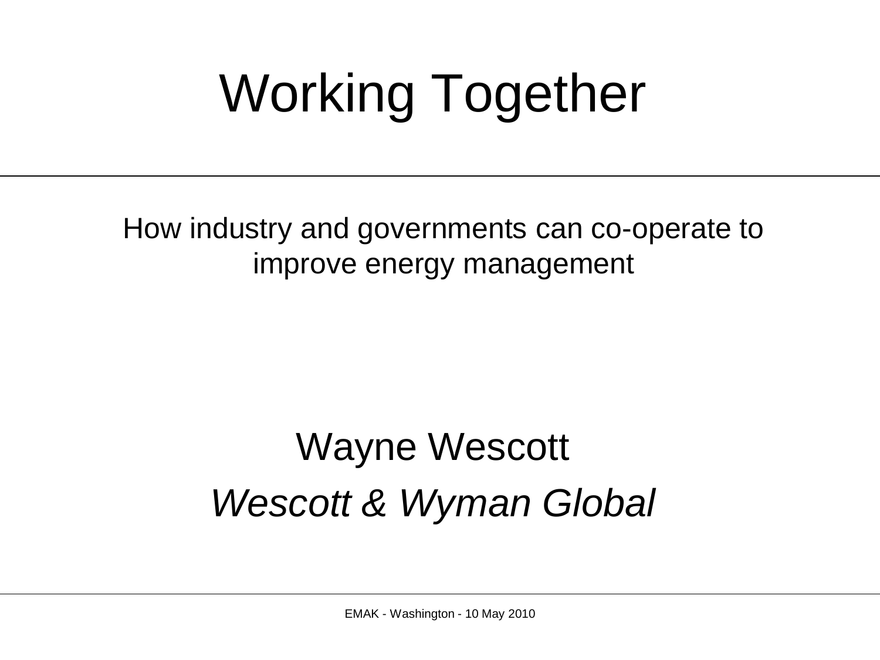# Working Together

How industry and governments can co-operate to improve energy management

Wayne Wescott

*Wescott & Wyman Global*

EMAK - Washington - 10 May 2010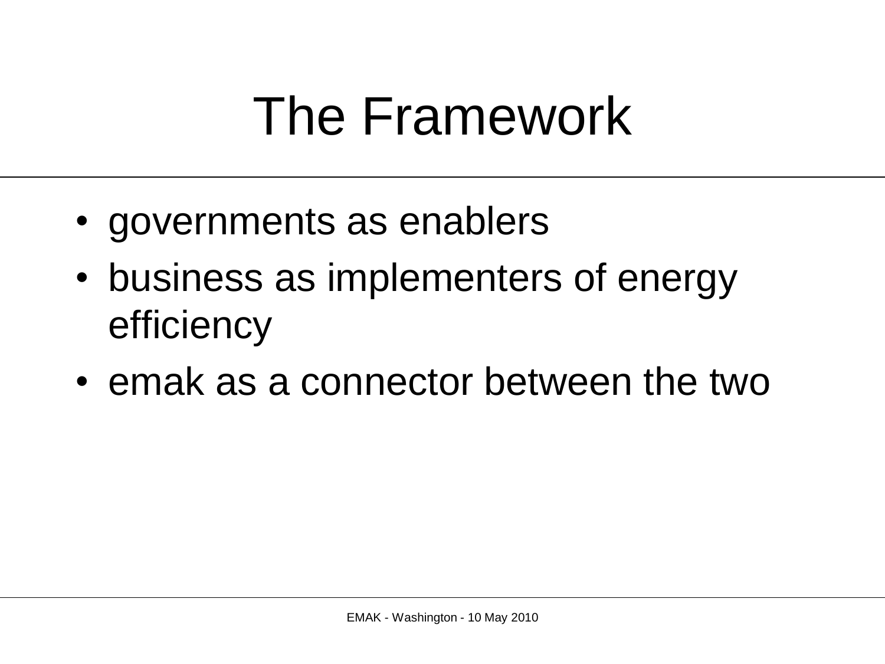# The Framework

- governments as enablers
- business as implementers of energy efficiency
- emak as a connector between the two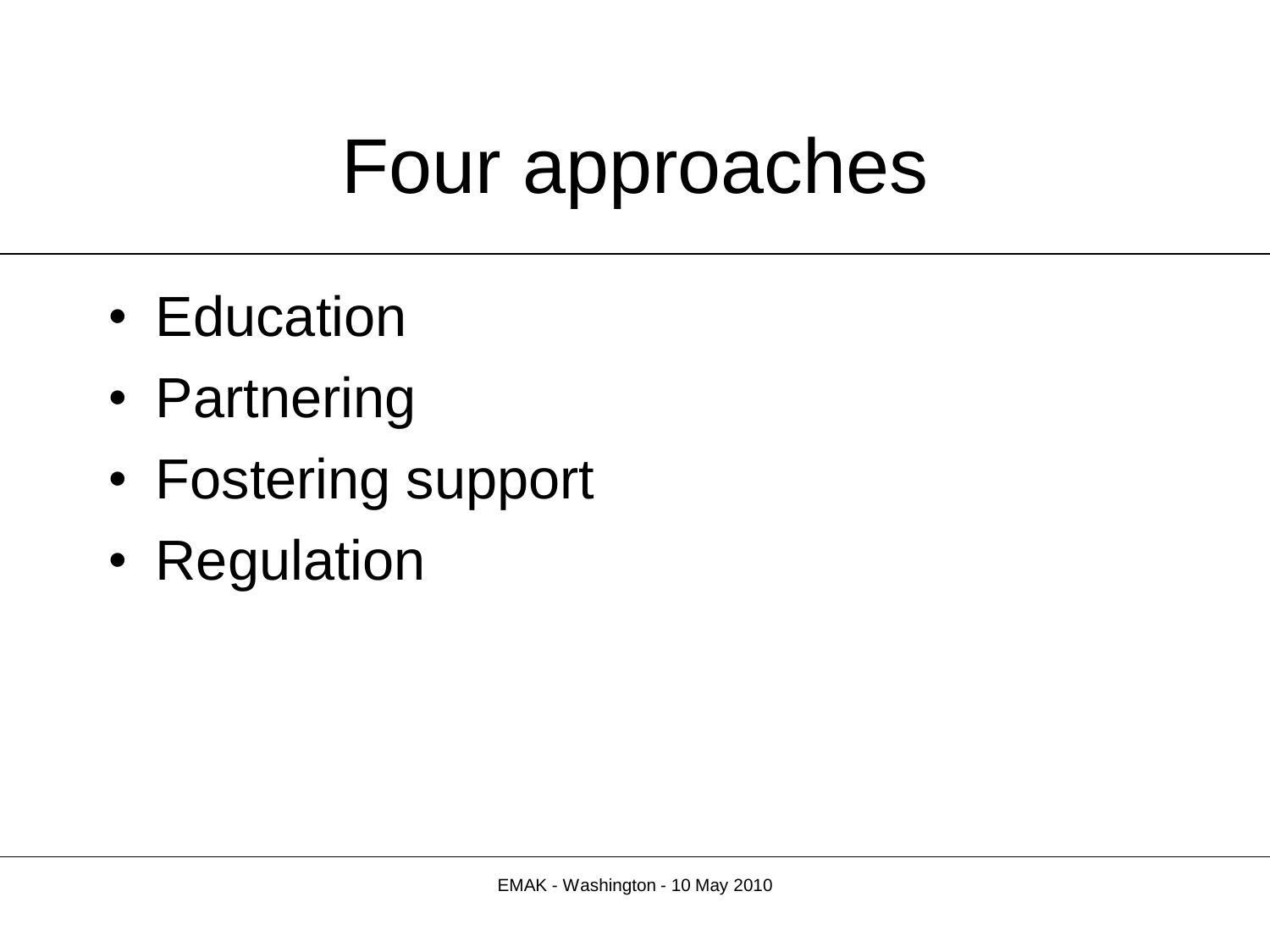# Four approaches

- Education
- Partnering
- Fostering support
- Regulation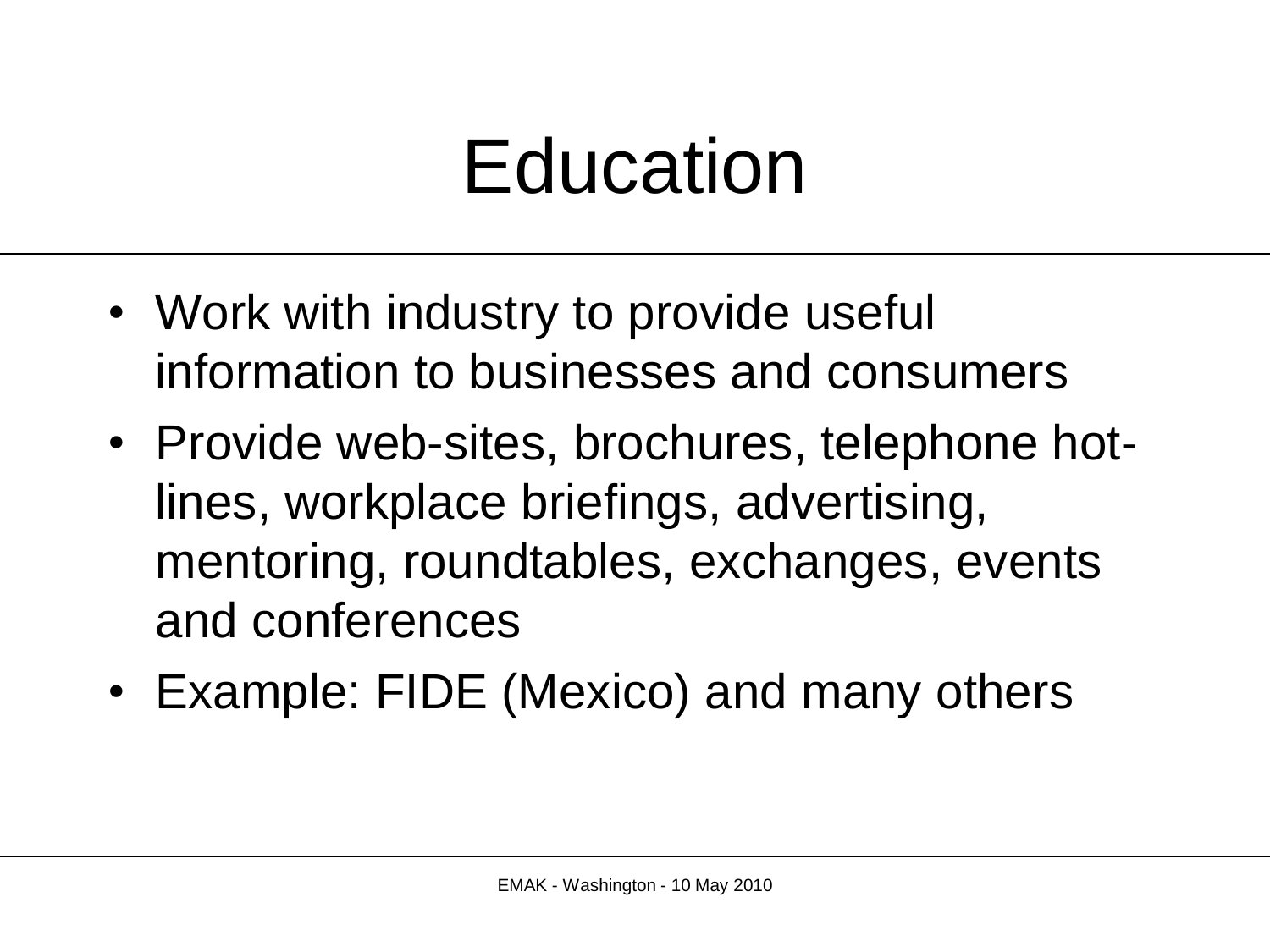# Education

- Work with industry to provide useful information to businesses and consumers
- Provide web-sites, brochures, telephone hot-lines, workplace briefings, advertising, mentoring, roundtables, exchanges, events and conferences
- Example: FIDE (Mexico) and many others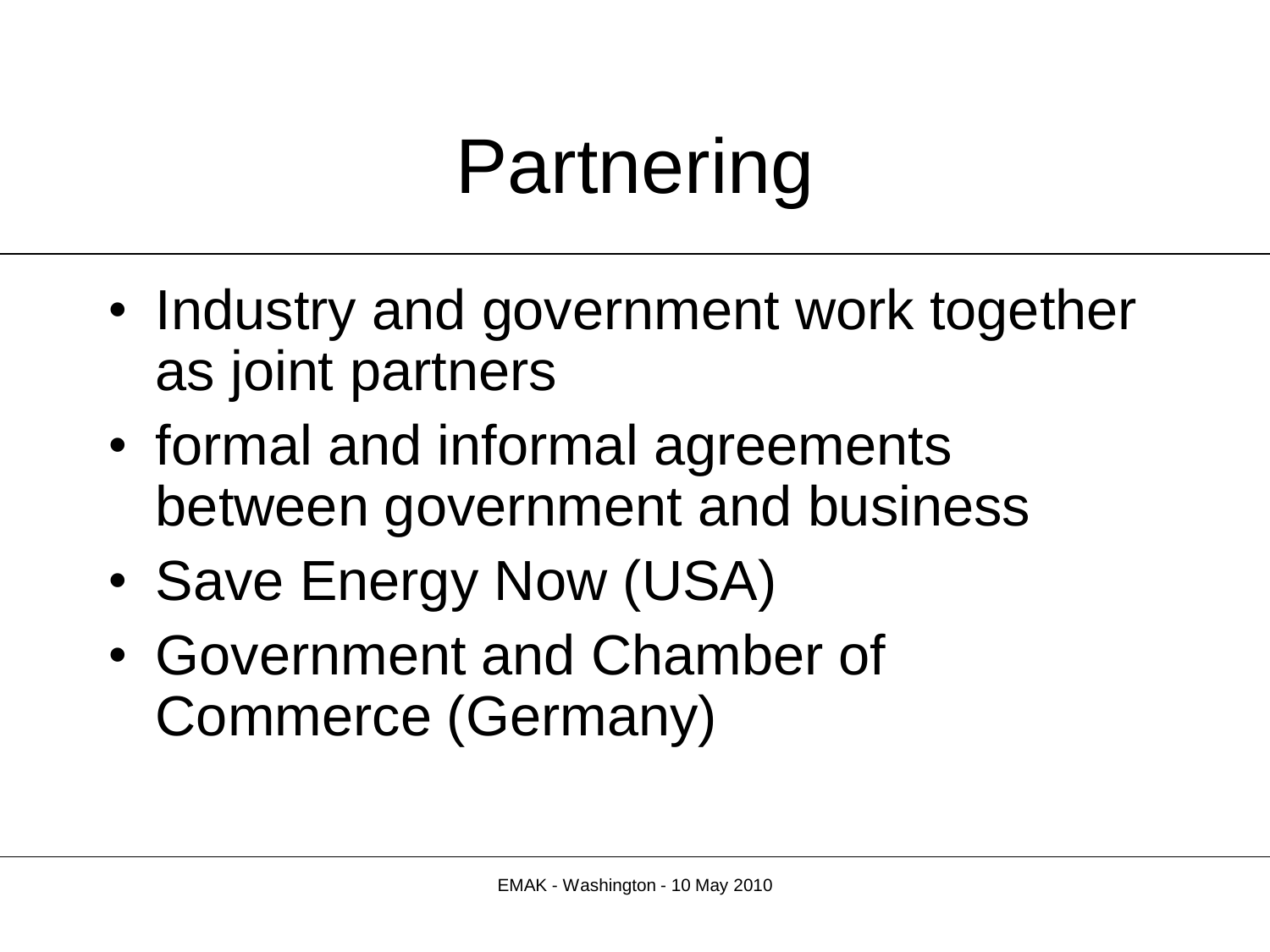# Partnering

- Industry and government work together as joint partners
- formal and informal agreements between government and business
- Save Energy Now (USA)
- Government and Chamber of Commerce (Germany)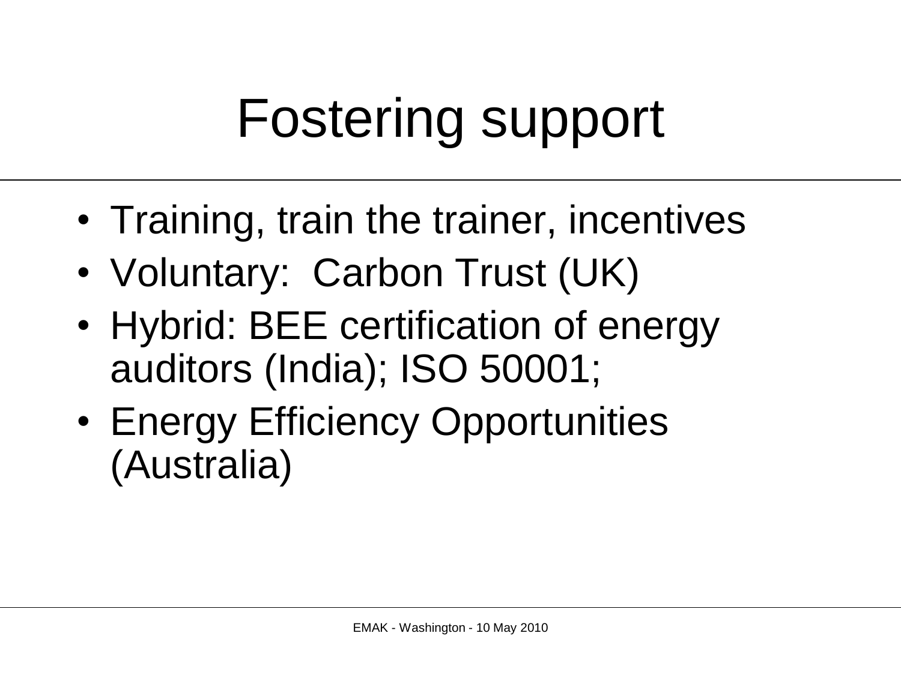# Fostering support

- Training, train the trainer, incentives
- Voluntary:  Carbon Trust (UK)
- Hybrid: BEE certification of energy auditors (India); ISO 50001;
- Energy Efficiency Opportunities (Australia)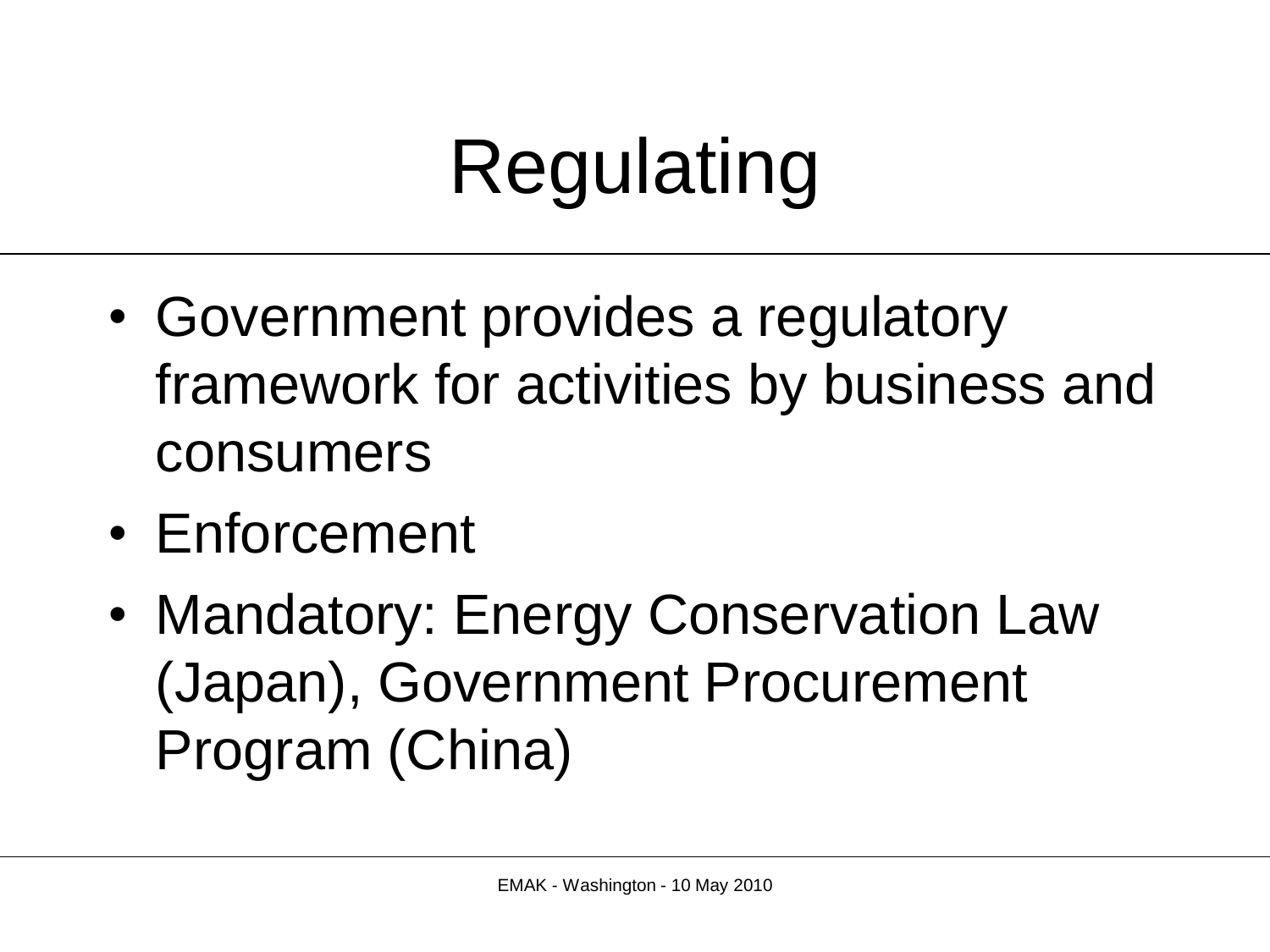# Regulating

- Government provides a regulatory framework for activities by business and consumers
- Enforcement
- Mandatory: Energy Conservation Law (Japan), Government Procurement Program (China)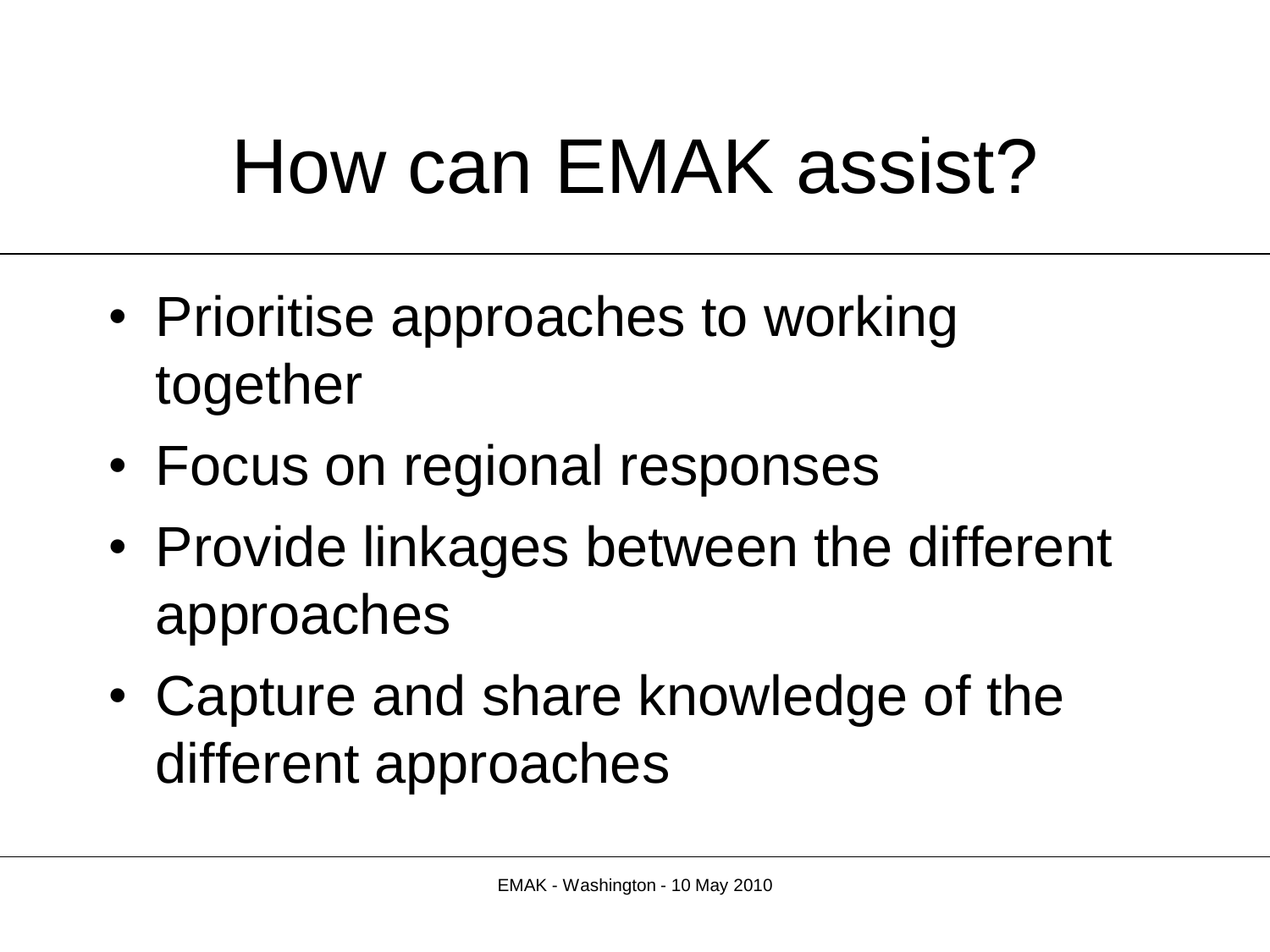# How can EMAK assist?

- Prioritise approaches to working together
- Focus on regional responses
- Provide linkages between the different approaches
- Capture and share knowledge of the different approaches